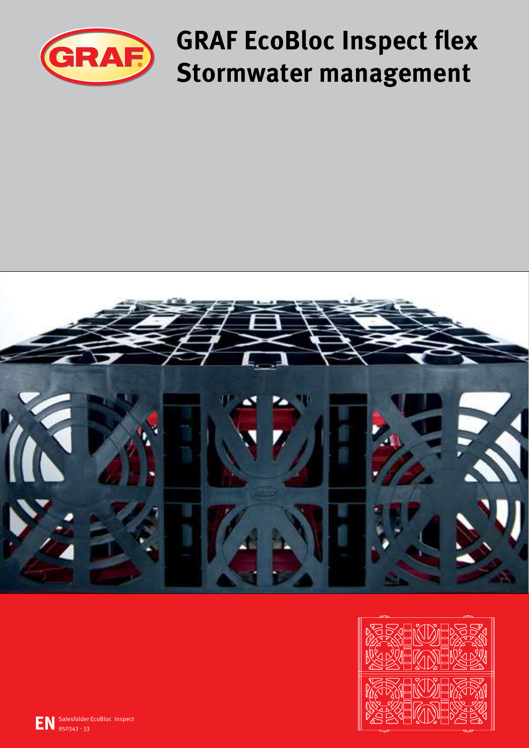# GRAF EcoBloc Inspect flex
# Stormwater management

**EN** Salesfolder EcoBloc Inspect 950343 - 33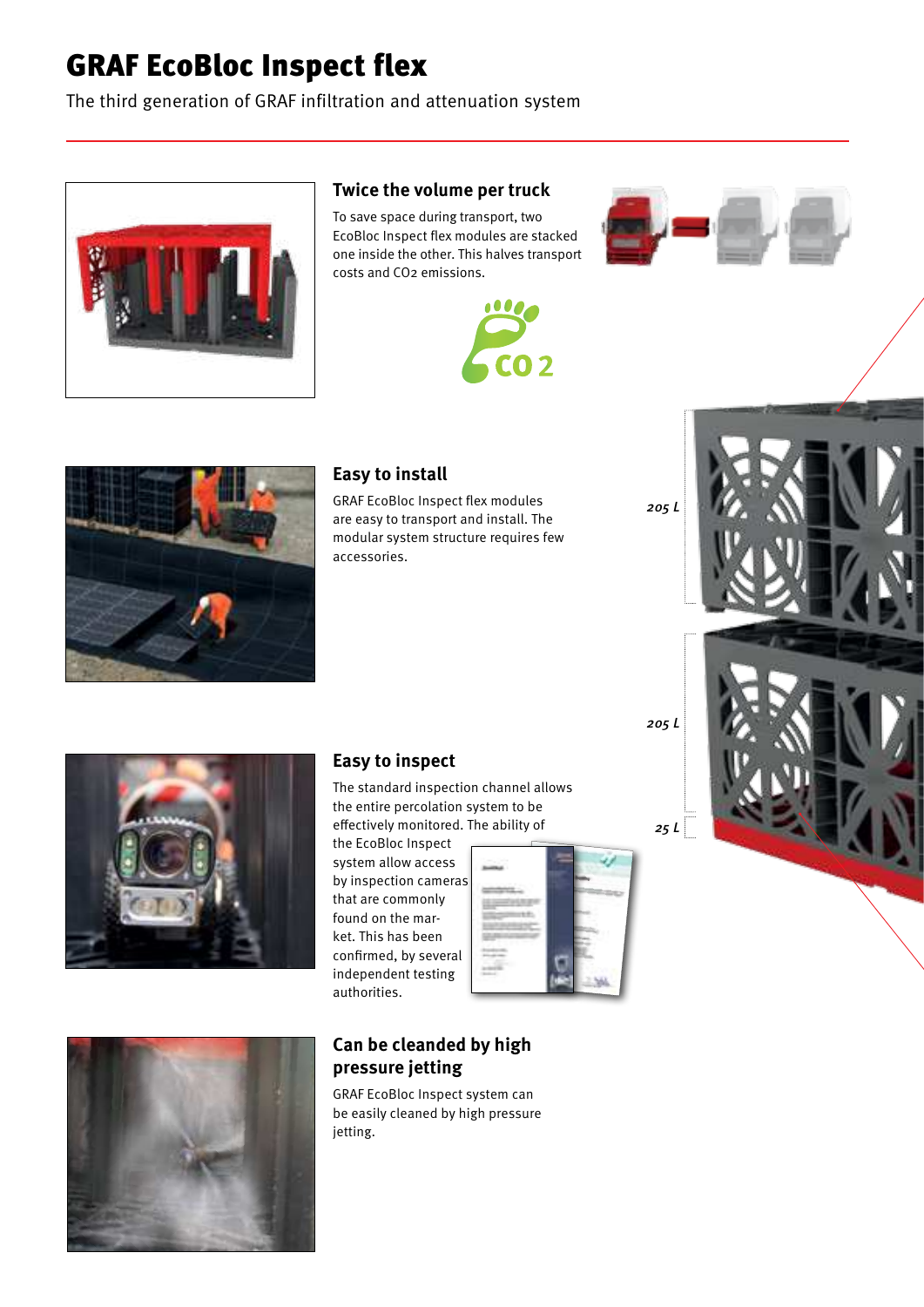# GRAF EcoBloc Inspect flex

The third generation of GRAF infiltration and attenuation system

## Twice the volume per truck

To save space during transport, two EcoBloc Inspect flex modules are stacked one inside the other. This halves transport costs and $CO_2$ emissions.

CO 2

205 L

205 L

25 L

## Easy to install

GRAF EcoBloc Inspect flex modules are easy to transport and install. The modular system structure requires few accessories.

## Easy to inspect

The standard inspection channel allows the entire percolation system to be effectively monitored. The ability of the EcoBloc Inspect system allow access by inspection cameras that are commonly found on the market. This has been confirmed, by several independent testing authorities.

## Can be cleanded by high pressure jetting

GRAF EcoBloc Inspect system can be easily cleaned by high pressure jetting.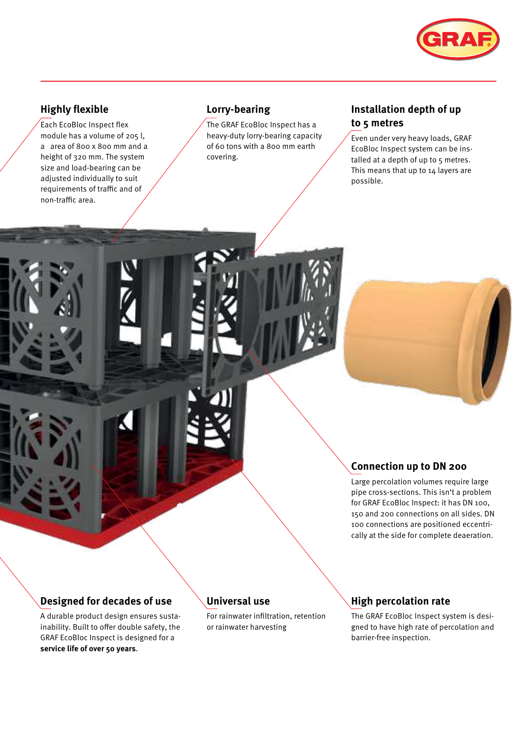## Highly flexible

Each EcoBloc Inspect flex module has a volume of 205 l, a area of 800 x 800 mm and a height of 320 mm. The system size and load-bearing can be adjusted individually to suit requirements of traffic and of non-traffic area.

## Lorry-bearing

The GRAF EcoBloc Inspect has a heavy-duty lorry-bearing capacity of 60 tons with a 800 mm earth covering.

## Installation depth of up to 5 metres

Even under very heavy loads, GRAF EcoBloc Inspect system can be installed at a depth of up to 5 metres. This means that up to 14 layers are possible.

## Connection up to DN 200

Large percolation volumes require large pipe cross-sections. This isn't a problem for GRAF EcoBloc Inspect: it has DN 100, 150 and 200 connections on all sides. DN 100 connections are positioned eccentrically at the side for complete deaeration.

## Designed for decades of use

A durable product design ensures sustainability. Built to offer double safety, the GRAF EcoBloc Inspect is designed for a **service life of over 50 years**.

## Universal use

For rainwater infiltration, retention or rainwater harvesting

## High percolation rate

The GRAF EcoBloc Inspect system is designed to have high rate of percolation and barrier-free inspection.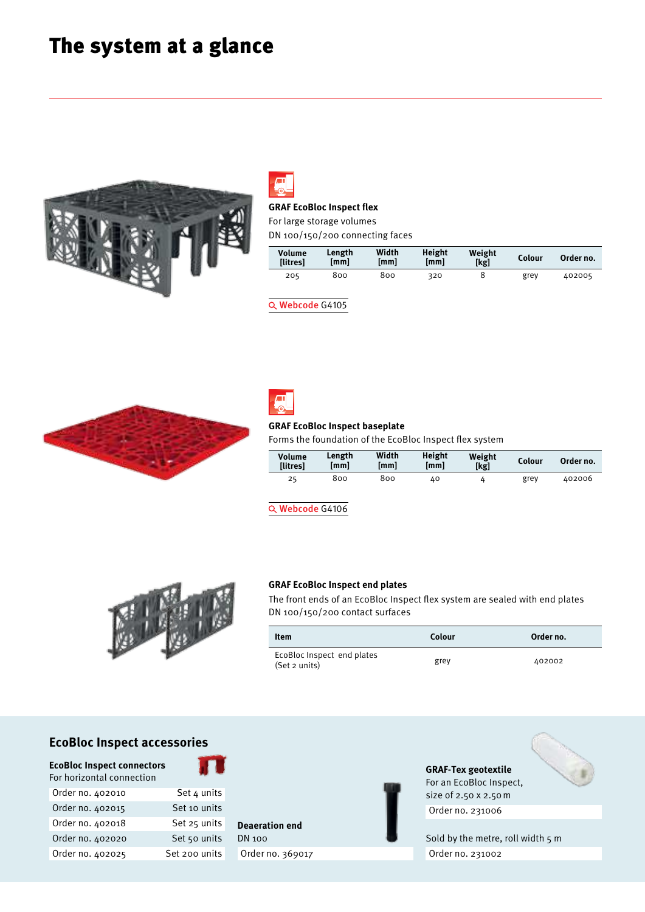# The system at a glance

### GRAF EcoBloc Inspect flex

For large storage volumes

DN 100/150/200 connecting faces

| Volume [litres] | Length [mm] | Width [mm] | Height [mm] | Weight [kg] | Colour | Order no. |
|---|---|---|---|---|---|---|
| 205 | 800 | 800 | 320 | 8 | grey | 402005 |

Webcode G4105

### GRAF EcoBloc Inspect baseplate

Forms the foundation of the EcoBloc Inspect flex system

| Volume [litres] | Length [mm] | Width [mm] | Height [mm] | Weight [kg] | Colour | Order no. |
|---|---|---|---|---|---|---|
| 25 | 800 | 800 | 40 | 4 | grey | 402006 |

Webcode G4106

### GRAF EcoBloc Inspect end plates

The front ends of an EcoBloc Inspect flex system are sealed with end plates

DN 100/150/200 contact surfaces

| Item | Colour | Order no. |
|---|---|---|
| EcoBloc Inspect end plates (Set 2 units) | grey | 402002 |

## EcoBloc Inspect accessories

**EcoBloc Inspect connectors**

For horizontal connection

| | |
|---|---|
| Order no. 402010 | Set 4 units |
| Order no. 402015 | Set 10 units |
| Order no. 402018 | Set 25 units |
| Order no. 402020 | Set 50 units |
| Order no. 402025 | Set 200 units |

**Deaeration end**

DN 100

Order no. 369017

**GRAF-Tex geotextile**

For an EcoBloc Inspect, size of 2.50 x 2.50 m

Order no. 231006

Sold by the metre, roll width 5 m

Order no. 231002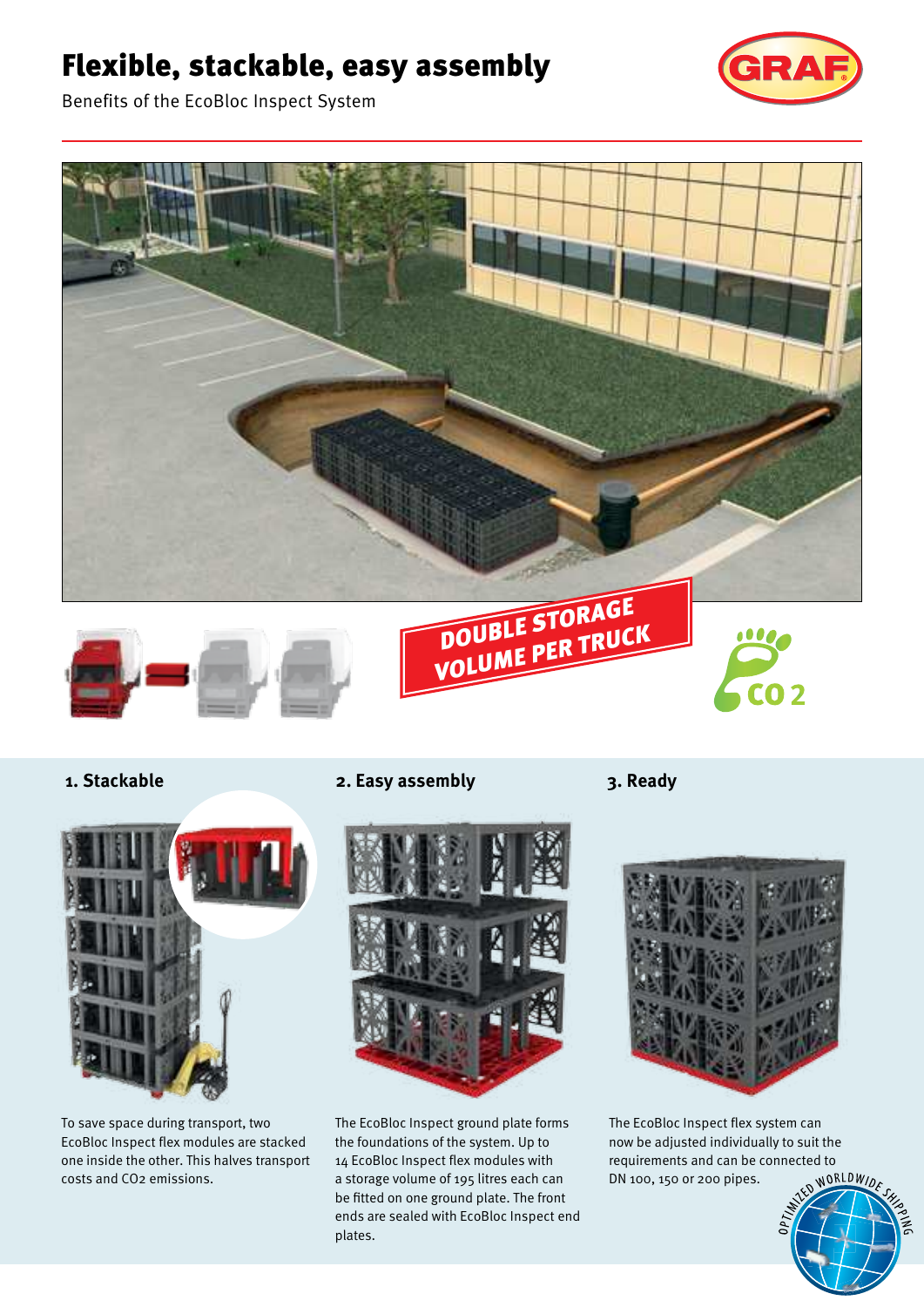# Flexible, stackable, easy assembly

Benefits of the EcoBloc Inspect System

DOUBLE STORAGE VOLUME PER TRUCK

$CO_2$

### 1. Stackable

To save space during transport, two EcoBloc Inspect flex modules are stacked one inside the other. This halves transport costs and $CO_2$ emissions.

### 2. Easy assembly

The EcoBloc Inspect ground plate forms the foundations of the system. Up to 14 EcoBloc Inspect flex modules with a storage volume of 195 litres each can be fitted on one ground plate. The front ends are sealed with EcoBloc Inspect end plates.

### 3. Ready

The EcoBloc Inspect flex system can now be adjusted individually to suit the requirements and can be connected to DN 100, 150 or 200 pipes.

OPTIMIZED WORLDWIDE SHIPPING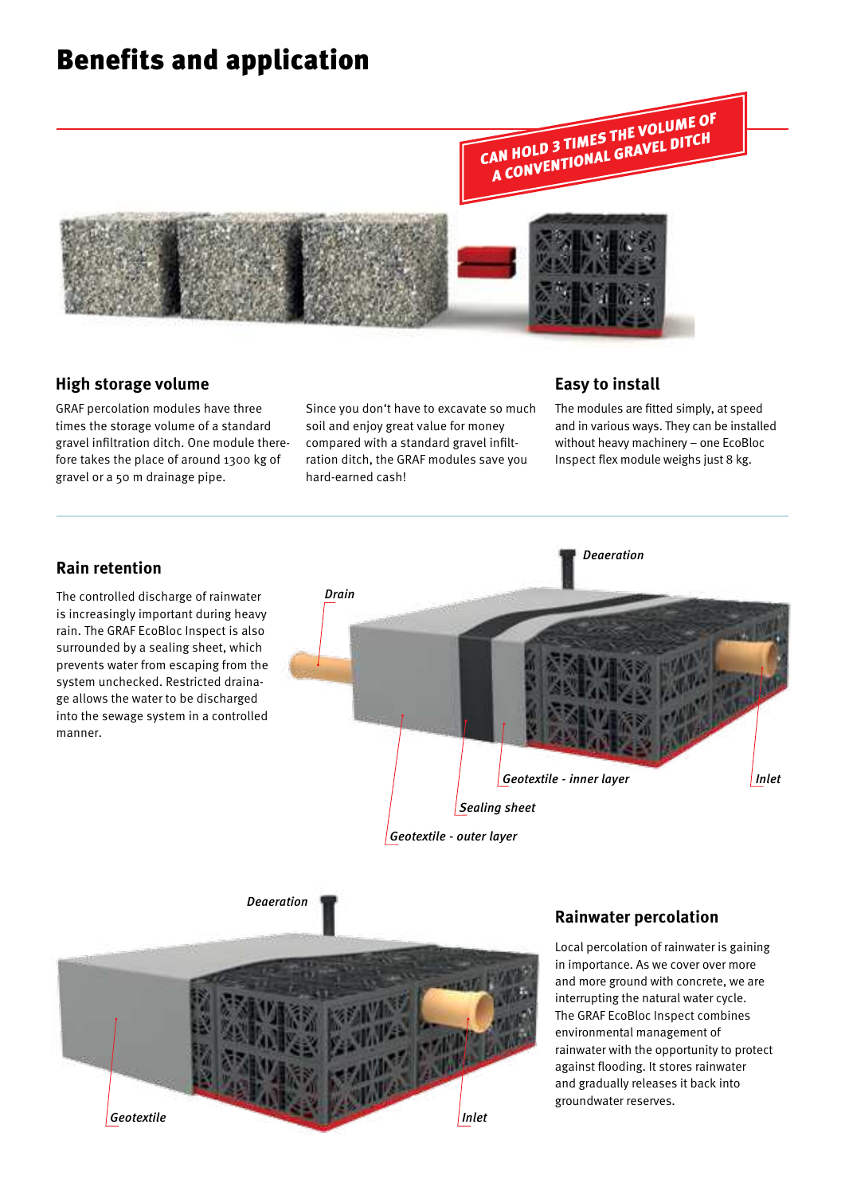# Benefits and application

CAN HOLD 3 TIMES THE VOLUME OF A CONVENTIONAL GRAVEL DITCH

## High storage volume

GRAF percolation modules have three times the storage volume of a standard gravel infiltration ditch. One module therefore takes the place of around 1300 kg of gravel or a 50 m drainage pipe.

Since you don't have to excavate so much soil and enjoy great value for money compared with a standard gravel infiltration ditch, the GRAF modules save you hard-earned cash!

## Easy to install

The modules are fitted simply, at speed and in various ways. They can be installed without heavy machinery – one EcoBloc Inspect flex module weighs just 8 kg.

## Rain retention

The controlled discharge of rainwater is increasingly important during heavy rain. The GRAF EcoBloc Inspect is also surrounded by a sealing sheet, which prevents water from escaping from the system unchecked. Restricted drainage allows the water to be discharged into the sewage system in a controlled manner.

*Deaeration*

*Drain*

*Geotextile - inner layer*

*Inlet*

*Sealing sheet*

*Geotextile - outer layer*

*Deaeration*

*Geotextile*

*Inlet*

## Rainwater percolation

Local percolation of rainwater is gaining in importance. As we cover over more and more ground with concrete, we are interrupting the natural water cycle. The GRAF EcoBloc Inspect combines environmental management of rainwater with the opportunity to protect against flooding. It stores rainwater and gradually releases it back into groundwater reserves.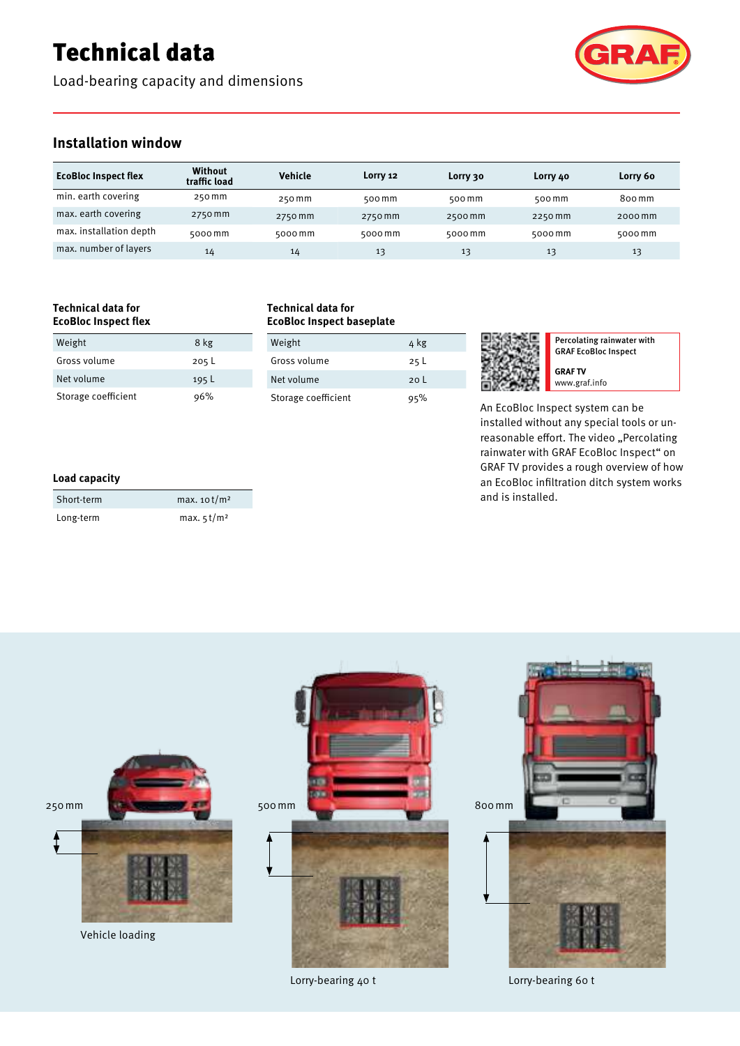# Technical data

Load-bearing capacity and dimensions

## Installation window

| EcoBloc Inspect flex | Without traffic load | Vehicle | Lorry 12 | Lorry 30 | Lorry 40 | Lorry 60 |
|---|---|---|---|---|---|---|
| min. earth covering | 250 mm | 250 mm | 500 mm | 500 mm | 500 mm | 800 mm |
| max. earth covering | 2750 mm | 2750 mm | 2750 mm | 2500 mm | 2250 mm | 2000 mm |
| max. installation depth | 5000 mm | 5000 mm | 5000 mm | 5000 mm | 5000 mm | 5000 mm |
| max. number of layers | 14 | 14 | 13 | 13 | 13 | 13 |

### Technical data for EcoBloc Inspect flex

| | |
|---|---|
| Weight | 8 kg |
| Gross volume | 205 L |
| Net volume | 195 L |
| Storage coefficient | 96% |

### Technical data for EcoBloc Inspect baseplate

| | |
|---|---|
| Weight | 4 kg |
| Gross volume | 25 L |
| Net volume | 20 L |
| Storage coefficient | 95% |

**Percolating rainwater with GRAF EcoBloc Inspect**

**GRAF TV**
www.graf.info

An EcoBloc Inspect system can be installed without any special tools or unreasonable effort. The video „Percolating rainwater with GRAF EcoBloc Inspect" on GRAF TV provides a rough overview of how an EcoBloc infiltration ditch system works and is installed.

### Load capacity

| | |
|---|---|
| Short-term | max. 10 t/m² |
| Long-term | max. 5 t/m² |

250 mm

Vehicle loading

500 mm

Lorry-bearing 40 t

800 mm

Lorry-bearing 60 t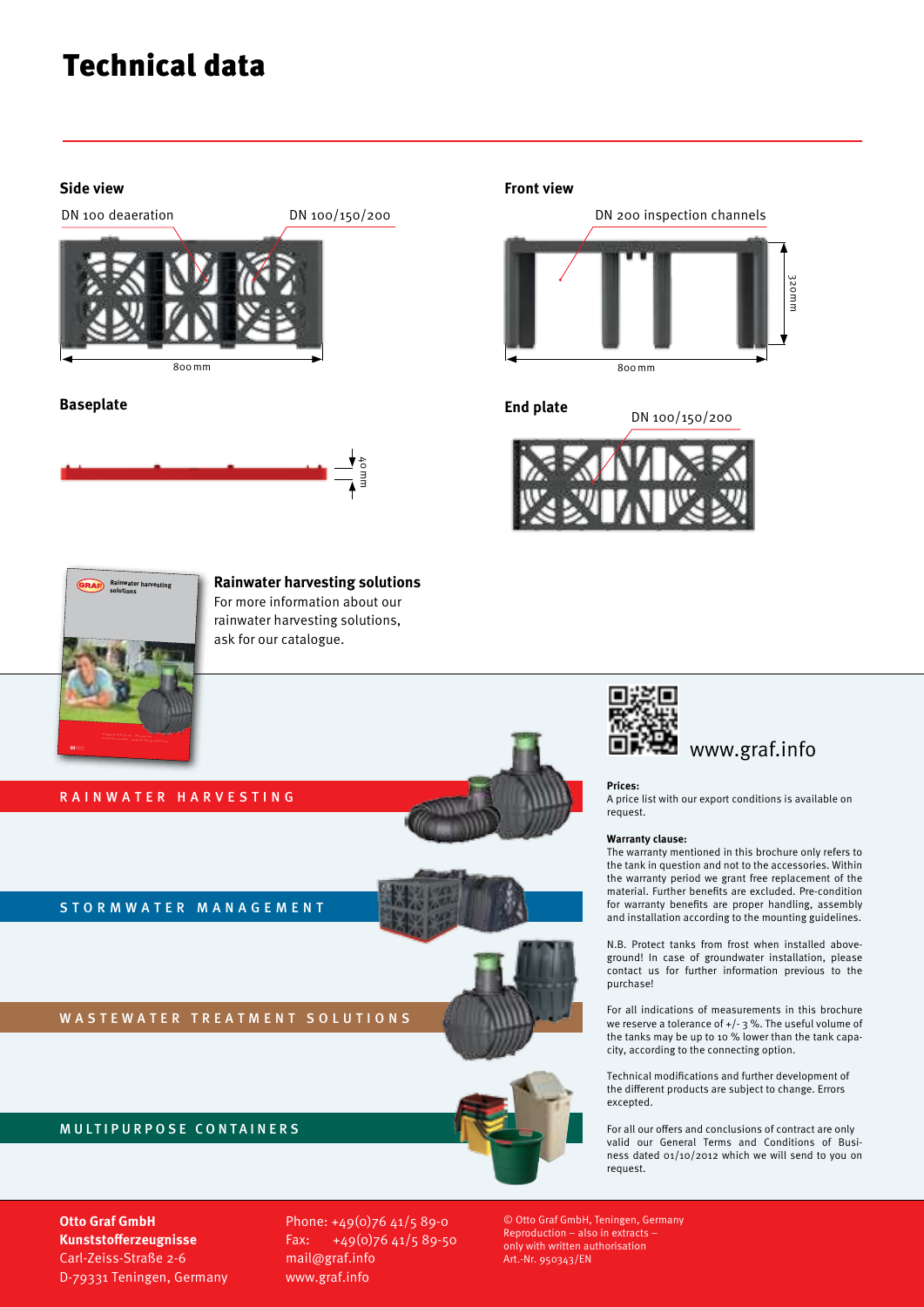# Technical data

**Side view**

DN 100 deaeration

DN 100/150/200

800 mm

**Front view**

DN 200 inspection channels

320 mm

800 mm

**Baseplate**

40 mm

**End plate**

DN 100/150/200

**Rainwater harvesting solutions**

For more information about our rainwater harvesting solutions, ask for our catalogue.

RAINWATER HARVESTING

STORMWATER MANAGEMENT

WASTEWATER TREATMENT SOLUTIONS

MULTIPURPOSE CONTAINERS

www.graf.info

**Prices:**
A price list with our export conditions is available on request.

**Warranty clause:**
The warranty mentioned in this brochure only refers to the tank in question and not to the accessories. Within the warranty period we grant free replacement of the material. Further benefits are excluded. Pre-condition for warranty benefits are proper handling, assembly and installation according to the mounting guidelines.

N.B. Protect tanks from frost when installed above-ground! In case of groundwater installation, please contact us for further information previous to the purchase!

For all indications of measurements in this brochure we reserve a tolerance of +/- 3 %. The useful volume of the tanks may be up to 10 % lower than the tank capacity, according to the connecting option.

Technical modifications and further development of the different products are subject to change. Errors excepted.

For all our offers and conclusions of contract are only valid our General Terms and Conditions of Business dated 01/10/2012 which we will send to you on request.

**Otto Graf GmbH**
**Kunststofferzeugnisse**
Carl-Zeiss-Straße 2-6
D-79331 Teningen, Germany

Phone: +49(0)76 41/5 89-0
Fax: +49(0)76 41/5 89-50
mail@graf.info
www.graf.info

© Otto Graf GmbH, Teningen, Germany
Reproduction – also in extracts – only with written authorisation
Art.-Nr. 950343/EN